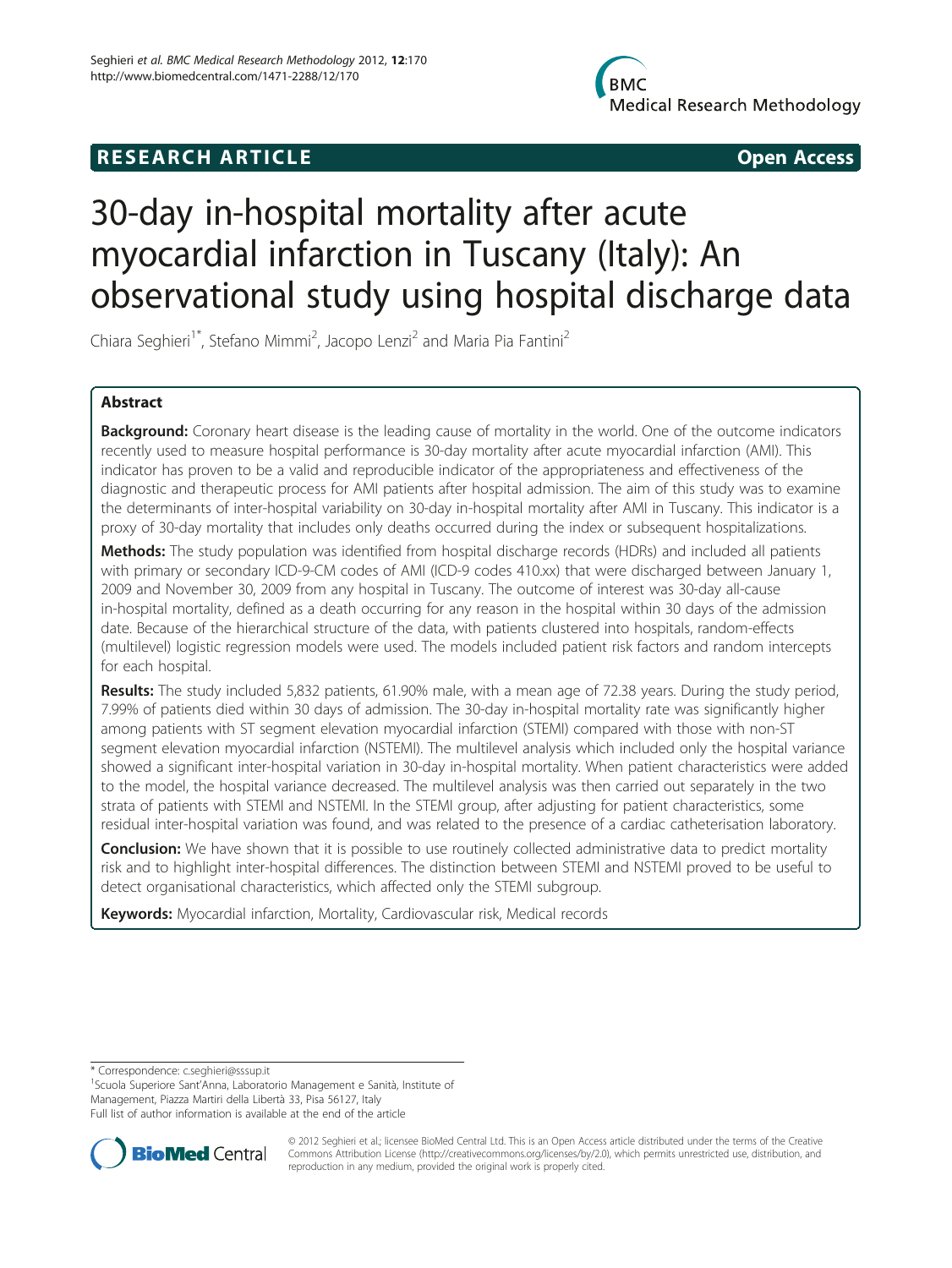**RESEARCH ARTICLE** **Open Access**

# 30-day in-hospital mortality after acute myocardial infarction in Tuscany (Italy): An observational study using hospital discharge data

Chiara Seghieri[1*], Stefano Mimmi[2], Jacopo Lenzi[2] and Maria Pia Fantini[2]

## Abstract

**Background:** Coronary heart disease is the leading cause of mortality in the world. One of the outcome indicators recently used to measure hospital performance is 30-day mortality after acute myocardial infarction (AMI). This indicator has proven to be a valid and reproducible indicator of the appropriateness and effectiveness of the diagnostic and therapeutic process for AMI patients after hospital admission. The aim of this study was to examine the determinants of inter-hospital variability on 30-day in-hospital mortality after AMI in Tuscany. This indicator is a proxy of 30-day mortality that includes only deaths occurred during the index or subsequent hospitalizations.

**Methods:** The study population was identified from hospital discharge records (HDRs) and included all patients with primary or secondary ICD-9-CM codes of AMI (ICD-9 codes 410.xx) that were discharged between January 1, 2009 and November 30, 2009 from any hospital in Tuscany. The outcome of interest was 30-day all-cause in-hospital mortality, defined as a death occurring for any reason in the hospital within 30 days of the admission date. Because of the hierarchical structure of the data, with patients clustered into hospitals, random-effects (multilevel) logistic regression models were used. The models included patient risk factors and random intercepts for each hospital.

**Results:** The study included 5,832 patients, 61.90% male, with a mean age of 72.38 years. During the study period, 7.99% of patients died within 30 days of admission. The 30-day in-hospital mortality rate was significantly higher among patients with ST segment elevation myocardial infarction (STEMI) compared with those with non-ST segment elevation myocardial infarction (NSTEMI). The multilevel analysis which included only the hospital variance showed a significant inter-hospital variation in 30-day in-hospital mortality. When patient characteristics were added to the model, the hospital variance decreased. The multilevel analysis was then carried out separately in the two strata of patients with STEMI and NSTEMI. In the STEMI group, after adjusting for patient characteristics, some residual inter-hospital variation was found, and was related to the presence of a cardiac catheterisation laboratory.

**Conclusion:** We have shown that it is possible to use routinely collected administrative data to predict mortality risk and to highlight inter-hospital differences. The distinction between STEMI and NSTEMI proved to be useful to detect organisational characteristics, which affected only the STEMI subgroup.

**Keywords:** Myocardial infarction, Mortality, Cardiovascular risk, Medical records

---

\* Correspondence: c.seghieri@sssup.it

[1]Scuola Superiore Sant'Anna, Laboratorio Management e Sanità, Institute of Management, Piazza Martiri della Libertà 33, Pisa 56127, Italy

Full list of author information is available at the end of the article

© 2012 Seghieri et al.; licensee BioMed Central Ltd. This is an Open Access article distributed under the terms of the Creative Commons Attribution License (http://creativecommons.org/licenses/by/2.0), which permits unrestricted use, distribution, and reproduction in any medium, provided the original work is properly cited.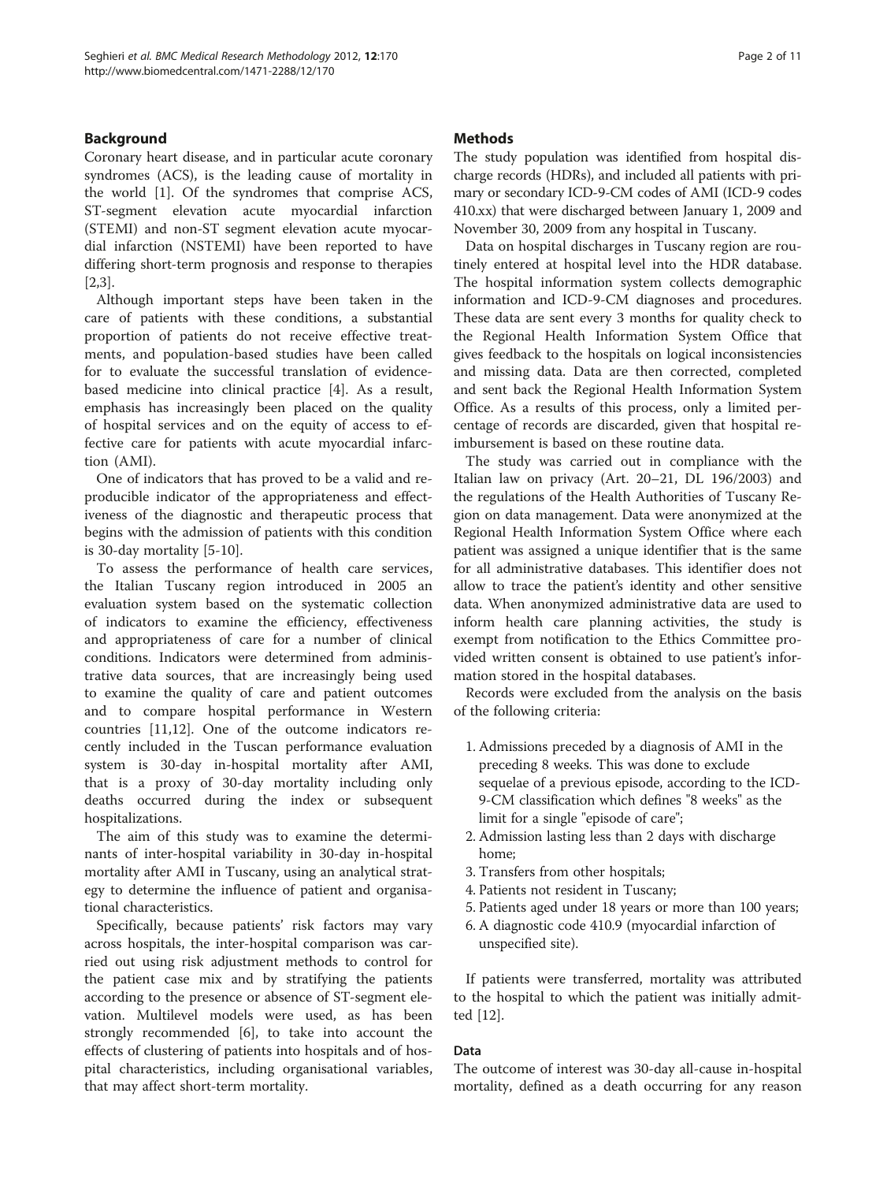## Background

Coronary heart disease, and in particular acute coronary syndromes (ACS), is the leading cause of mortality in the world [1]. Of the syndromes that comprise ACS, ST-segment elevation acute myocardial infarction (STEMI) and non-ST segment elevation acute myocardial infarction (NSTEMI) have been reported to have differing short-term prognosis and response to therapies [2,3].

Although important steps have been taken in the care of patients with these conditions, a substantial proportion of patients do not receive effective treatments, and population-based studies have been called for to evaluate the successful translation of evidence-based medicine into clinical practice [4]. As a result, emphasis has increasingly been placed on the quality of hospital services and on the equity of access to effective care for patients with acute myocardial infarction (AMI).

One of indicators that has proved to be a valid and reproducible indicator of the appropriateness and effectiveness of the diagnostic and therapeutic process that begins with the admission of patients with this condition is 30-day mortality [5-10].

To assess the performance of health care services, the Italian Tuscany region introduced in 2005 an evaluation system based on the systematic collection of indicators to examine the efficiency, effectiveness and appropriateness of care for a number of clinical conditions. Indicators were determined from administrative data sources, that are increasingly being used to examine the quality of care and patient outcomes and to compare hospital performance in Western countries [11,12]. One of the outcome indicators recently included in the Tuscan performance evaluation system is 30-day in-hospital mortality after AMI, that is a proxy of 30-day mortality including only deaths occurred during the index or subsequent hospitalizations.

The aim of this study was to examine the determinants of inter-hospital variability in 30-day in-hospital mortality after AMI in Tuscany, using an analytical strategy to determine the influence of patient and organisational characteristics.

Specifically, because patients' risk factors may vary across hospitals, the inter-hospital comparison was carried out using risk adjustment methods to control for the patient case mix and by stratifying the patients according to the presence or absence of ST-segment elevation. Multilevel models were used, as has been strongly recommended [6], to take into account the effects of clustering of patients into hospitals and of hospital characteristics, including organisational variables, that may affect short-term mortality.

## Methods

The study population was identified from hospital discharge records (HDRs), and included all patients with primary or secondary ICD-9-CM codes of AMI (ICD-9 codes 410.xx) that were discharged between January 1, 2009 and November 30, 2009 from any hospital in Tuscany.

Data on hospital discharges in Tuscany region are routinely entered at hospital level into the HDR database. The hospital information system collects demographic information and ICD-9-CM diagnoses and procedures. These data are sent every 3 months for quality check to the Regional Health Information System Office that gives feedback to the hospitals on logical inconsistencies and missing data. Data are then corrected, completed and sent back the Regional Health Information System Office. As a results of this process, only a limited percentage of records are discarded, given that hospital reimbursement is based on these routine data.

The study was carried out in compliance with the Italian law on privacy (Art. 20–21, DL 196/2003) and the regulations of the Health Authorities of Tuscany Region on data management. Data were anonymized at the Regional Health Information System Office where each patient was assigned a unique identifier that is the same for all administrative databases. This identifier does not allow to trace the patient's identity and other sensitive data. When anonymized administrative data are used to inform health care planning activities, the study is exempt from notification to the Ethics Committee provided written consent is obtained to use patient's information stored in the hospital databases.

Records were excluded from the analysis on the basis of the following criteria:

1. Admissions preceded by a diagnosis of AMI in the preceding 8 weeks. This was done to exclude sequelae of a previous episode, according to the ICD-9-CM classification which defines "8 weeks" as the limit for a single "episode of care";
2. Admission lasting less than 2 days with discharge home;
3. Transfers from other hospitals;
4. Patients not resident in Tuscany;
5. Patients aged under 18 years or more than 100 years;
6. A diagnostic code 410.9 (myocardial infarction of unspecified site).

If patients were transferred, mortality was attributed to the hospital to which the patient was initially admitted [12].

### Data

The outcome of interest was 30-day all-cause in-hospital mortality, defined as a death occurring for any reason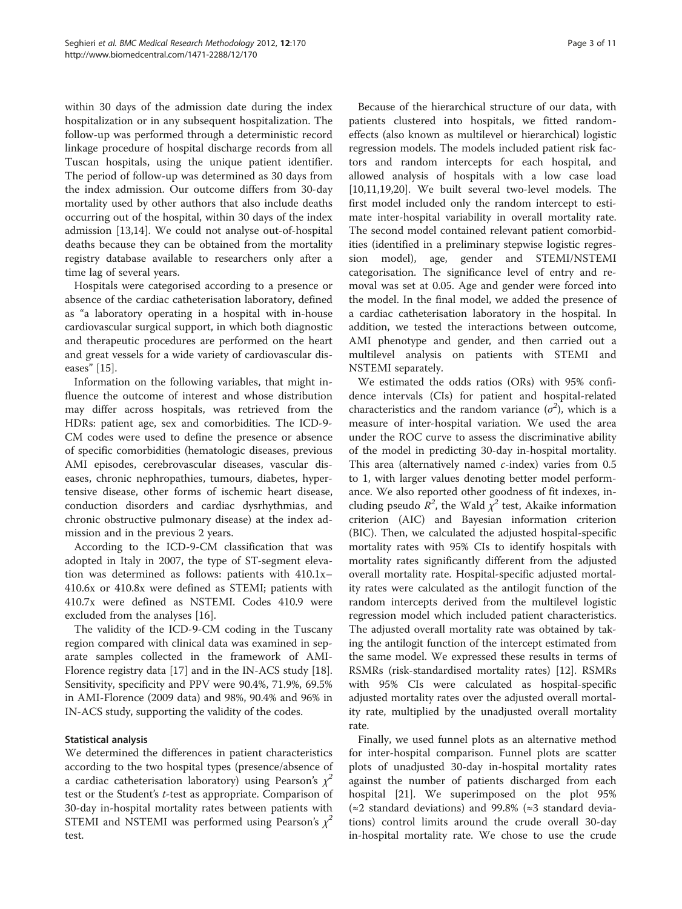within 30 days of the admission date during the index hospitalization or in any subsequent hospitalization. The follow-up was performed through a deterministic record linkage procedure of hospital discharge records from all Tuscan hospitals, using the unique patient identifier. The period of follow-up was determined as 30 days from the index admission. Our outcome differs from 30-day mortality used by other authors that also include deaths occurring out of the hospital, within 30 days of the index admission [13,14]. We could not analyse out-of-hospital deaths because they can be obtained from the mortality registry database available to researchers only after a time lag of several years.

Hospitals were categorised according to a presence or absence of the cardiac catheterisation laboratory, defined as "a laboratory operating in a hospital with in-house cardiovascular surgical support, in which both diagnostic and therapeutic procedures are performed on the heart and great vessels for a wide variety of cardiovascular diseases" [15].

Information on the following variables, that might influence the outcome of interest and whose distribution may differ across hospitals, was retrieved from the HDRs: patient age, sex and comorbidities. The ICD-9-CM codes were used to define the presence or absence of specific comorbidities (hematologic diseases, previous AMI episodes, cerebrovascular diseases, vascular diseases, chronic nephropathies, tumours, diabetes, hypertensive disease, other forms of ischemic heart disease, conduction disorders and cardiac dysrhythmias, and chronic obstructive pulmonary disease) at the index admission and in the previous 2 years.

According to the ICD-9-CM classification that was adopted in Italy in 2007, the type of ST-segment elevation was determined as follows: patients with 410.1x–410.6x or 410.8x were defined as STEMI; patients with 410.7x were defined as NSTEMI. Codes 410.9 were excluded from the analyses [16].

The validity of the ICD-9-CM coding in the Tuscany region compared with clinical data was examined in separate samples collected in the framework of AMI-Florence registry data [17] and in the IN-ACS study [18]. Sensitivity, specificity and PPV were 90.4%, 71.9%, 69.5% in AMI-Florence (2009 data) and 98%, 90.4% and 96% in IN-ACS study, supporting the validity of the codes.

## Statistical analysis

We determined the differences in patient characteristics according to the two hospital types (presence/absence of a cardiac catheterisation laboratory) using Pearson's $\chi^2$ test or the Student's *t*-test as appropriate. Comparison of 30-day in-hospital mortality rates between patients with STEMI and NSTEMI was performed using Pearson's $\chi^2$ test.

Because of the hierarchical structure of our data, with patients clustered into hospitals, we fitted random-effects (also known as multilevel or hierarchical) logistic regression models. The models included patient risk factors and random intercepts for each hospital, and allowed analysis of hospitals with a low case load [10,11,19,20]. We built several two-level models. The first model included only the random intercept to estimate inter-hospital variability in overall mortality rate. The second model contained relevant patient comorbidities (identified in a preliminary stepwise logistic regression model), age, gender and STEMI/NSTEMI categorisation. The significance level of entry and removal was set at 0.05. Age and gender were forced into the model. In the final model, we added the presence of a cardiac catheterisation laboratory in the hospital. In addition, we tested the interactions between outcome, AMI phenotype and gender, and then carried out a multilevel analysis on patients with STEMI and NSTEMI separately.

We estimated the odds ratios (ORs) with 95% confidence intervals (CIs) for patient and hospital-related characteristics and the random variance ($\sigma^2$), which is a measure of inter-hospital variation. We used the area under the ROC curve to assess the discriminative ability of the model in predicting 30-day in-hospital mortality. This area (alternatively named *c*-index) varies from 0.5 to 1, with larger values denoting better model performance. We also reported other goodness of fit indexes, including pseudo $R^2$, the Wald $\chi^2$ test, Akaike information criterion (AIC) and Bayesian information criterion (BIC). Then, we calculated the adjusted hospital-specific mortality rates with 95% CIs to identify hospitals with mortality rates significantly different from the adjusted overall mortality rate. Hospital-specific adjusted mortality rates were calculated as the antilogit function of the random intercepts derived from the multilevel logistic regression model which included patient characteristics. The adjusted overall mortality rate was obtained by taking the antilogit function of the intercept estimated from the same model. We expressed these results in terms of RSMRs (risk-standardised mortality rates) [12]. RSMRs with 95% CIs were calculated as hospital-specific adjusted mortality rates over the adjusted overall mortality rate, multiplied by the unadjusted overall mortality rate.

Finally, we used funnel plots as an alternative method for inter-hospital comparison. Funnel plots are scatter plots of unadjusted 30-day in-hospital mortality rates against the number of patients discharged from each hospital [21]. We superimposed on the plot 95% (≈2 standard deviations) and 99.8% (≈3 standard deviations) control limits around the crude overall 30-day in-hospital mortality rate. We chose to use the crude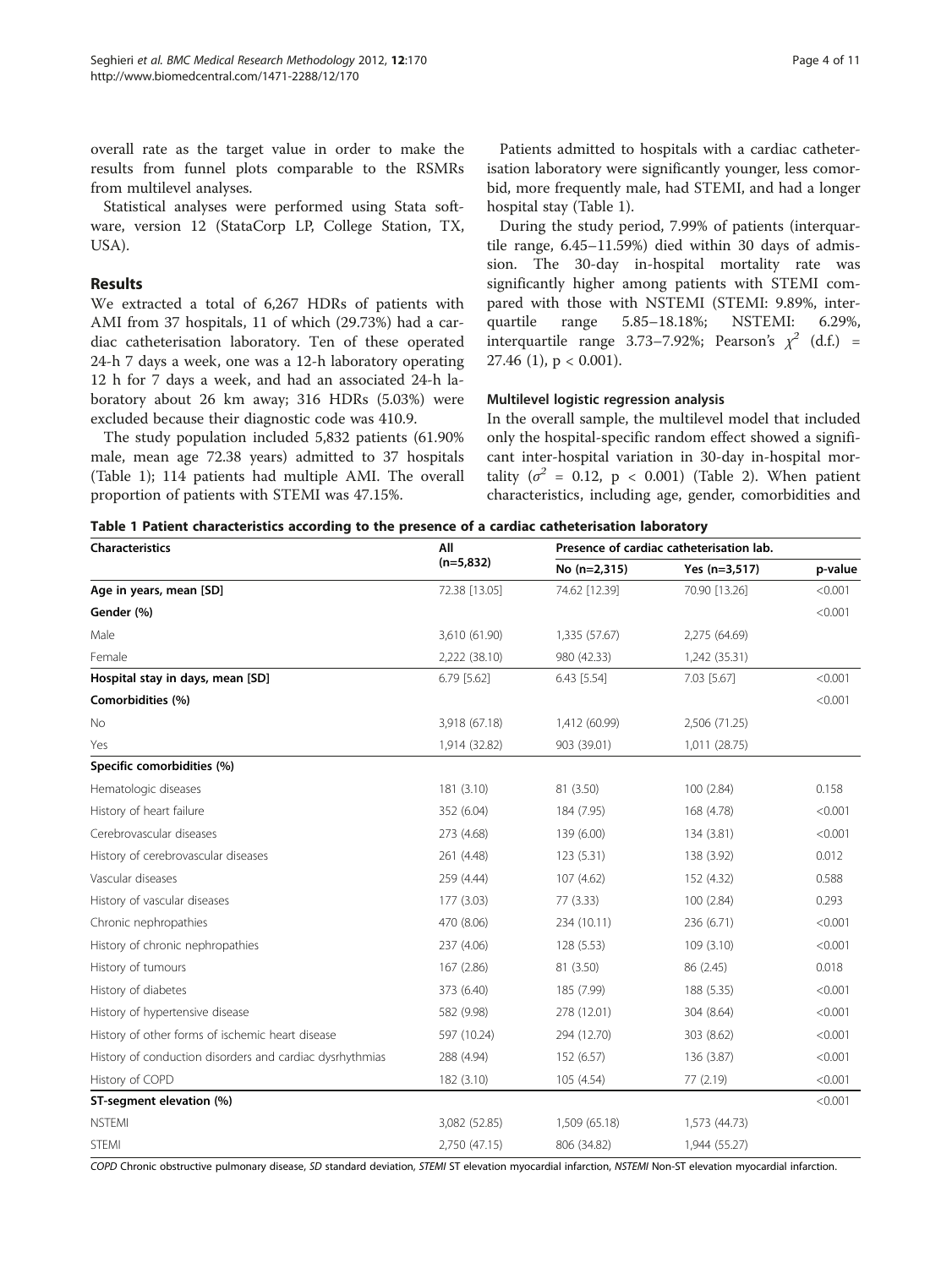overall rate as the target value in order to make the results from funnel plots comparable to the RSMRs from multilevel analyses.

Statistical analyses were performed using Stata software, version 12 (StataCorp LP, College Station, TX, USA).

## Results

We extracted a total of 6,267 HDRs of patients with AMI from 37 hospitals, 11 of which (29.73%) had a cardiac catheterisation laboratory. Ten of these operated 24-h 7 days a week, one was a 12-h laboratory operating 12 h for 7 days a week, and had an associated 24-h laboratory about 26 km away; 316 HDRs (5.03%) were excluded because their diagnostic code was 410.9.

The study population included 5,832 patients (61.90% male, mean age 72.38 years) admitted to 37 hospitals (Table 1); 114 patients had multiple AMI. The overall proportion of patients with STEMI was 47.15%.

Patients admitted to hospitals with a cardiac catheterisation laboratory were significantly younger, less comorbid, more frequently male, had STEMI, and had a longer hospital stay (Table 1).

During the study period, 7.99% of patients (interquartile range, 6.45–11.59%) died within 30 days of admission. The 30-day in-hospital mortality rate was significantly higher among patients with STEMI compared with those with NSTEMI (STEMI: 9.89%, interquartile range 5.85–18.18%; NSTEMI: 6.29%, interquartile range 3.73–7.92%; Pearson's $\chi^2$ (d.f.) = 27.46 (1), $p < 0.001$).

### Multilevel logistic regression analysis

In the overall sample, the multilevel model that included only the hospital-specific random effect showed a significant inter-hospital variation in 30-day in-hospital mortality ($\sigma^2 = 0.12$, $p < 0.001$) (Table 2). When patient characteristics, including age, gender, comorbidities and

**Table 1 Patient characteristics according to the presence of a cardiac catheterisation laboratory**

| Characteristics | All (n=5,832) | Presence of cardiac catheterisation lab. | | |
|---|---|---|---|---|
| | | No (n=2,315) | Yes (n=3,517) | p-value |
| **Age in years, mean [SD]** | 72.38 [13.05] | 74.62 [12.39] | 70.90 [13.26] | <0.001 |
| **Gender (%)** | | | | <0.001 |
| Male | 3,610 (61.90) | 1,335 (57.67) | 2,275 (64.69) | |
| Female | 2,222 (38.10) | 980 (42.33) | 1,242 (35.31) | |
| **Hospital stay in days, mean [SD]** | 6.79 [5.62] | 6.43 [5.54] | 7.03 [5.67] | <0.001 |
| **Comorbidities (%)** | | | | <0.001 |
| No | 3,918 (67.18) | 1,412 (60.99) | 2,506 (71.25) | |
| Yes | 1,914 (32.82) | 903 (39.01) | 1,011 (28.75) | |
| **Specific comorbidities (%)** | | | | |
| Hematologic diseases | 181 (3.10) | 81 (3.50) | 100 (2.84) | 0.158 |
| History of heart failure | 352 (6.04) | 184 (7.95) | 168 (4.78) | <0.001 |
| Cerebrovascular diseases | 273 (4.68) | 139 (6.00) | 134 (3.81) | <0.001 |
| History of cerebrovascular diseases | 261 (4.48) | 123 (5.31) | 138 (3.92) | 0.012 |
| Vascular diseases | 259 (4.44) | 107 (4.62) | 152 (4.32) | 0.588 |
| History of vascular diseases | 177 (3.03) | 77 (3.33) | 100 (2.84) | 0.293 |
| Chronic nephropathies | 470 (8.06) | 234 (10.11) | 236 (6.71) | <0.001 |
| History of chronic nephropathies | 237 (4.06) | 128 (5.53) | 109 (3.10) | <0.001 |
| History of tumours | 167 (2.86) | 81 (3.50) | 86 (2.45) | 0.018 |
| History of diabetes | 373 (6.40) | 185 (7.99) | 188 (5.35) | <0.001 |
| History of hypertensive disease | 582 (9.98) | 278 (12.01) | 304 (8.64) | <0.001 |
| History of other forms of ischemic heart disease | 597 (10.24) | 294 (12.70) | 303 (8.62) | <0.001 |
| History of conduction disorders and cardiac dysrhythmias | 288 (4.94) | 152 (6.57) | 136 (3.87) | <0.001 |
| History of COPD | 182 (3.10) | 105 (4.54) | 77 (2.19) | <0.001 |
| **ST-segment elevation (%)** | | | | <0.001 |
| NSTEMI | 3,082 (52.85) | 1,509 (65.18) | 1,573 (44.73) | |
| STEMI | 2,750 (47.15) | 806 (34.82) | 1,944 (55.27) | |

*COPD* Chronic obstructive pulmonary disease, *SD* standard deviation, *STEMI* ST elevation myocardial infarction, *NSTEMI* Non-ST elevation myocardial infarction.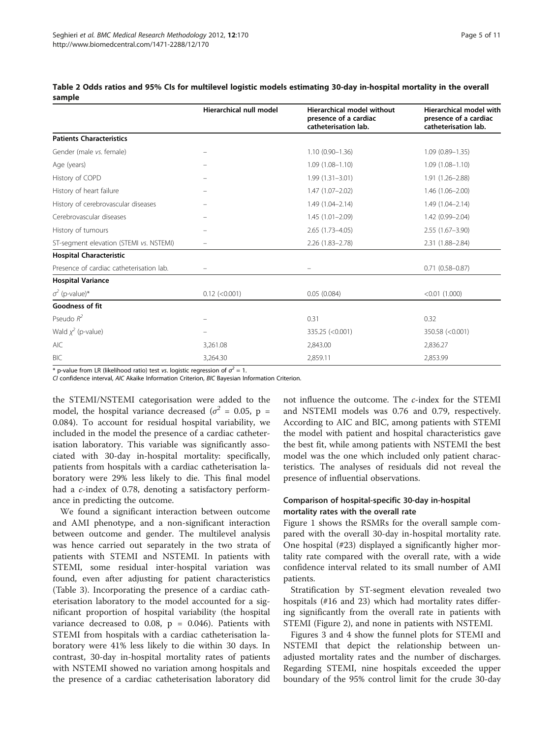**Table 2 Odds ratios and 95% CIs for multilevel logistic models estimating 30-day in-hospital mortality in the overall sample**

| | Hierarchical null model | Hierarchical model without presence of a cardiac catheterisation lab. | Hierarchical model with presence of a cardiac catheterisation lab. |
|---|---|---|---|
| **Patients Characteristics** | | | |
| Gender (male *vs.* female) | – | 1.10 (0.90–1.36) | 1.09 (0.89–1.35) |
| Age (years) | – | 1.09 (1.08–1.10) | 1.09 (1.08–1.10) |
| History of COPD | – | 1.99 (1.31–3.01) | 1.91 (1.26–2.88) |
| History of heart failure | – | 1.47 (1.07–2.02) | 1.46 (1.06–2.00) |
| History of cerebrovascular diseases | – | 1.49 (1.04–2.14) | 1.49 (1.04–2.14) |
| Cerebrovascular diseases | – | 1.45 (1.01–2.09) | 1.42 (0.99–2.04) |
| History of tumours | – | 2.65 (1.73–4.05) | 2.55 (1.67–3.90) |
| ST-segment elevation (STEMI *vs.* NSTEMI) | – | 2.26 (1.83–2.78) | 2.31 (1.88–2.84) |
| **Hospital Characteristic** | | | |
| Presence of cardiac catheterisation lab. | – | – | 0.71 (0.58–0.87) |
| **Hospital Variance** | | | |
| $\sigma^2$ (p-value)* | 0.12 (<0.001) | 0.05 (0.084) | <0.01 (1.000) |
| **Goodness of fit** | | | |
| Pseudo $R^2$ | – | 0.31 | 0.32 |
| Wald $\chi^2$ (p-value) | – | 335.25 (<0.001) | 350.58 (<0.001) |
| AIC | 3,261.08 | 2,843.00 | 2,836.27 |
| BIC | 3,264.30 | 2,859.11 | 2,853.99 |

\* p-value from LR (likelihood ratio) test *vs.* logistic regression of $\sigma^2 = 1$.
*CI* confidence interval, *AIC* Akaike Information Criterion, *BIC* Bayesian Information Criterion.

the STEMI/NSTEMI categorisation were added to the model, the hospital variance decreased ($\sigma^2 = 0.05$, $p = 0.084$). To account for residual hospital variability, we included in the model the presence of a cardiac catheterisation laboratory. This variable was significantly associated with 30-day in-hospital mortality: specifically, patients from hospitals with a cardiac catheterisation laboratory were 29% less likely to die. This final model had a *c*-index of 0.78, denoting a satisfactory performance in predicting the outcome.

We found a significant interaction between outcome and AMI phenotype, and a non-significant interaction between outcome and gender. The multilevel analysis was hence carried out separately in the two strata of patients with STEMI and NSTEMI. In patients with STEMI, some residual inter-hospital variation was found, even after adjusting for patient characteristics (Table 3). Incorporating the presence of a cardiac catheterisation laboratory to the model accounted for a significant proportion of hospital variability (the hospital variance decreased to 0.08, $p = 0.046$). Patients with STEMI from hospitals with a cardiac catheterisation laboratory were 41% less likely to die within 30 days. In contrast, 30-day in-hospital mortality rates of patients with NSTEMI showed no variation among hospitals and the presence of a cardiac catheterisation laboratory did not influence the outcome. The *c*-index for the STEMI and NSTEMI models was 0.76 and 0.79, respectively. According to AIC and BIC, among patients with STEMI the model with patient and hospital characteristics gave the best fit, while among patients with NSTEMI the best model was the one which included only patient characteristics. The analyses of residuals did not reveal the presence of influential observations.

### Comparison of hospital-specific 30-day in-hospital mortality rates with the overall rate

Figure 1 shows the RSMRs for the overall sample compared with the overall 30-day in-hospital mortality rate. One hospital (#23) displayed a significantly higher mortality rate compared with the overall rate, with a wide confidence interval related to its small number of AMI patients.

Stratification by ST-segment elevation revealed two hospitals (#16 and 23) which had mortality rates differing significantly from the overall rate in patients with STEMI (Figure 2), and none in patients with NSTEMI.

Figures 3 and 4 show the funnel plots for STEMI and NSTEMI that depict the relationship between unadjusted mortality rates and the number of discharges. Regarding STEMI, nine hospitals exceeded the upper boundary of the 95% control limit for the crude 30-day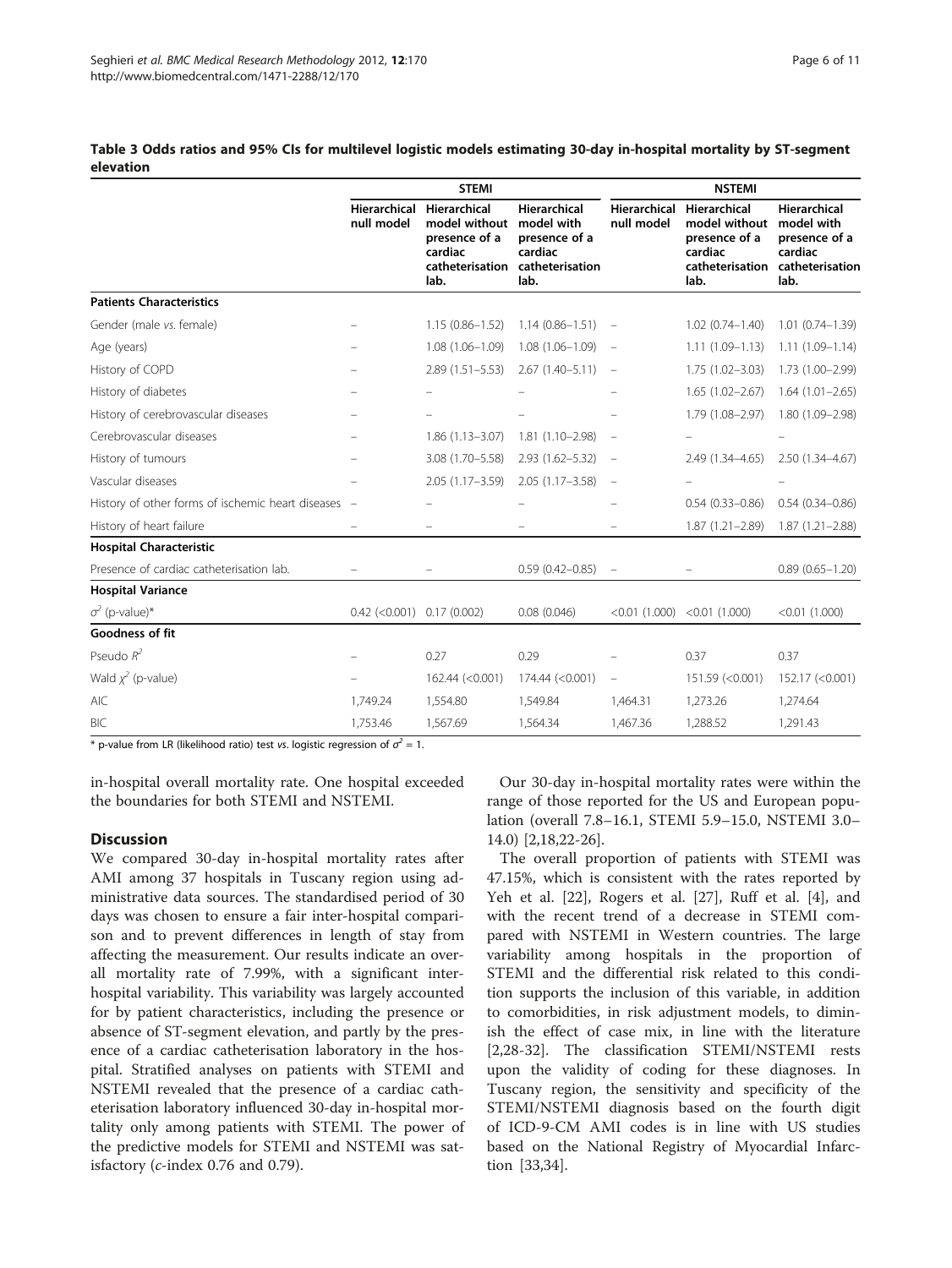**Table 3 Odds ratios and 95% CIs for multilevel logistic models estimating 30-day in-hospital mortality by ST-segment elevation**

| | STEMI | | | NSTEMI | | |
|---|---|---|---|---|---|---|
| | Hierarchical null model | Hierarchical model without presence of a cardiac catheterisation lab. | Hierarchical model with presence of a cardiac catheterisation lab. | Hierarchical null model | Hierarchical model without presence of a cardiac catheterisation lab. | Hierarchical model with presence of a cardiac catheterisation lab. |
| **Patients Characteristics** | | | | | | |
| Gender (male *vs.* female) | – | 1.15 (0.86–1.52) | 1.14 (0.86–1.51) | – | 1.02 (0.74–1.40) | 1.01 (0.74–1.39) |
| Age (years) | – | 1.08 (1.06–1.09) | 1.08 (1.06–1.09) | – | 1.11 (1.09–1.13) | 1.11 (1.09–1.14) |
| History of COPD | – | 2.89 (1.51–5.53) | 2.67 (1.40–5.11) | – | 1.75 (1.02–3.03) | 1.73 (1.00–2.99) |
| History of diabetes | – | – | – | – | 1.65 (1.02–2.67) | 1.64 (1.01–2.65) |
| History of cerebrovascular diseases | – | – | – | – | 1.79 (1.08–2.97) | 1.80 (1.09–2.98) |
| Cerebrovascular diseases | – | 1.86 (1.13–3.07) | 1.81 (1.10–2.98) | – | – | – |
| History of tumours | – | 3.08 (1.70–5.58) | 2.93 (1.62–5.32) | – | 2.49 (1.34–4.65) | 2.50 (1.34–4.67) |
| Vascular diseases | – | 2.05 (1.17–3.59) | 2.05 (1.17–3.58) | – | – | – |
| History of other forms of ischemic heart diseases | – | – | – | – | 0.54 (0.33–0.86) | 0.54 (0.34–0.86) |
| History of heart failure | – | – | – | – | 1.87 (1.21–2.89) | 1.87 (1.21–2.88) |
| **Hospital Characteristic** | | | | | | |
| Presence of cardiac catheterisation lab. | – | – | 0.59 (0.42–0.85) | – | – | 0.89 (0.65–1.20) |
| **Hospital Variance** | | | | | | |
| $\sigma^2$ (p-value)* | 0.42 (<0.001) | 0.17 (0.002) | 0.08 (0.046) | <0.01 (1.000) | <0.01 (1.000) | <0.01 (1.000) |
| **Goodness of fit** | | | | | | |
| Pseudo $R^2$ | – | 0.27 | 0.29 | – | 0.37 | 0.37 |
| Wald $\chi^2$ (p-value) | – | 162.44 (<0.001) | 174.44 (<0.001) | – | 151.59 (<0.001) | 152.17 (<0.001) |
| AIC | 1,749.24 | 1,554.80 | 1,549.84 | 1,464.31 | 1,273.26 | 1,274.64 |
| BIC | 1,753.46 | 1,567.69 | 1,564.34 | 1,467.36 | 1,288.52 | 1,291.43 |

\* p-value from LR (likelihood ratio) test *vs.* logistic regression of $\sigma^2 = 1$.

in-hospital overall mortality rate. One hospital exceeded the boundaries for both STEMI and NSTEMI.

## Discussion

We compared 30-day in-hospital mortality rates after AMI among 37 hospitals in Tuscany region using administrative data sources. The standardised period of 30 days was chosen to ensure a fair inter-hospital comparison and to prevent differences in length of stay from affecting the measurement. Our results indicate an overall mortality rate of 7.99%, with a significant inter-hospital variability. This variability was largely accounted for by patient characteristics, including the presence or absence of ST-segment elevation, and partly by the presence of a cardiac catheterisation laboratory in the hospital. Stratified analyses on patients with STEMI and NSTEMI revealed that the presence of a cardiac catheterisation laboratory influenced 30-day in-hospital mortality only among patients with STEMI. The power of the predictive models for STEMI and NSTEMI was satisfactory (*c*-index 0.76 and 0.79).

Our 30-day in-hospital mortality rates were within the range of those reported for the US and European population (overall 7.8–16.1, STEMI 5.9–15.0, NSTEMI 3.0–14.0) [2,18,22-26].

The overall proportion of patients with STEMI was 47.15%, which is consistent with the rates reported by Yeh et al. [22], Rogers et al. [27], Ruff et al. [4], and with the recent trend of a decrease in STEMI compared with NSTEMI in Western countries. The large variability among hospitals in the proportion of STEMI and the differential risk related to this condition supports the inclusion of this variable, in addition to comorbidities, in risk adjustment models, to diminish the effect of case mix, in line with the literature [2,28-32]. The classification STEMI/NSTEMI rests upon the validity of coding for these diagnoses. In Tuscany region, the sensitivity and specificity of the STEMI/NSTEMI diagnosis based on the fourth digit of ICD-9-CM AMI codes is in line with US studies based on the National Registry of Myocardial Infarction [33,34].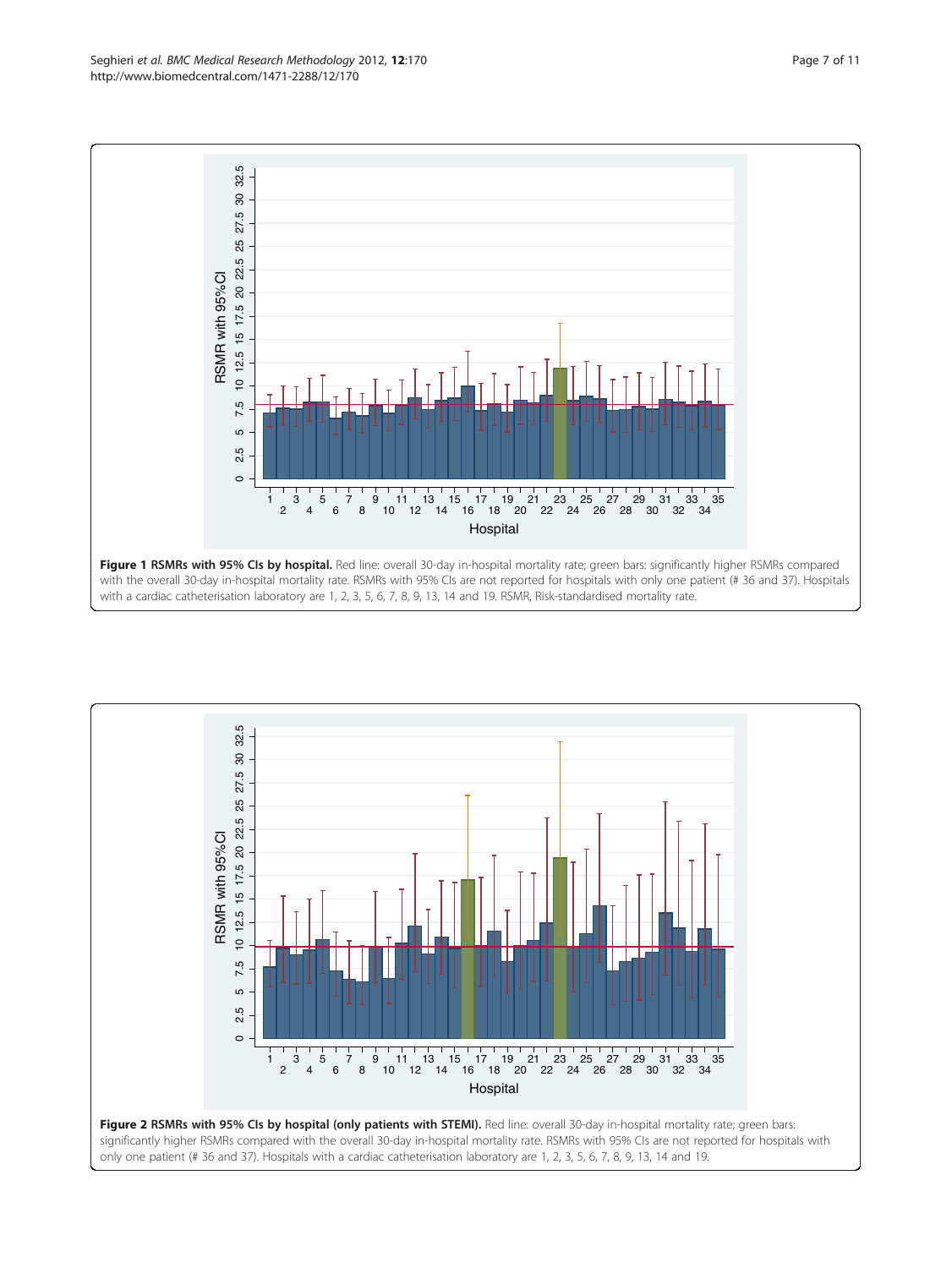**Figure 1 RSMRs with 95% CIs by hospital.** Red line: overall 30-day in-hospital mortality rate; green bars: significantly higher RSMRs compared with the overall 30-day in-hospital mortality rate. RSMRs with 95% CIs are not reported for hospitals with only one patient (# 36 and 37). Hospitals with a cardiac catheterisation laboratory are 1, 2, 3, 5, 6, 7, 8, 9, 13, 14 and 19. RSMR, Risk-standardised mortality rate.

**Figure 2 RSMRs with 95% CIs by hospital (only patients with STEMI).** Red line: overall 30-day in-hospital mortality rate; green bars: significantly higher RSMRs compared with the overall 30-day in-hospital mortality rate. RSMRs with 95% CIs are not reported for hospitals with only one patient (# 36 and 37). Hospitals with a cardiac catheterisation laboratory are 1, 2, 3, 5, 6, 7, 8, 9, 13, 14 and 19.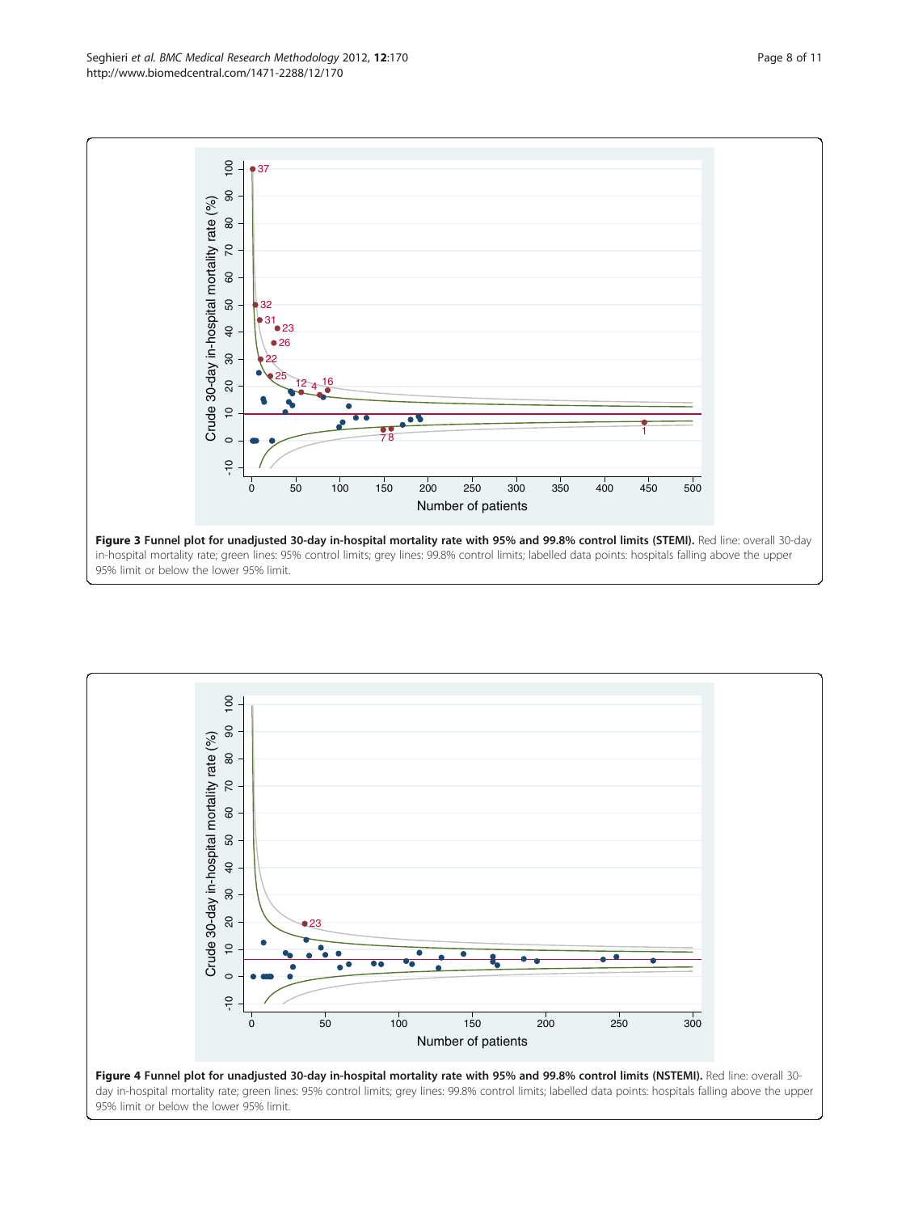**Figure 3 Funnel plot for unadjusted 30-day in-hospital mortality rate with 95% and 99.8% control limits (STEMI).** Red line: overall 30-day in-hospital mortality rate; green lines: 95% control limits; grey lines: 99.8% control limits; labelled data points: hospitals falling above the upper 95% limit or below the lower 95% limit.

**Figure 4 Funnel plot for unadjusted 30-day in-hospital mortality rate with 95% and 99.8% control limits (NSTEMI).** Red line: overall 30-day in-hospital mortality rate; green lines: 95% control limits; grey lines: 99.8% control limits; labelled data points: hospitals falling above the upper 95% limit or below the lower 95% limit.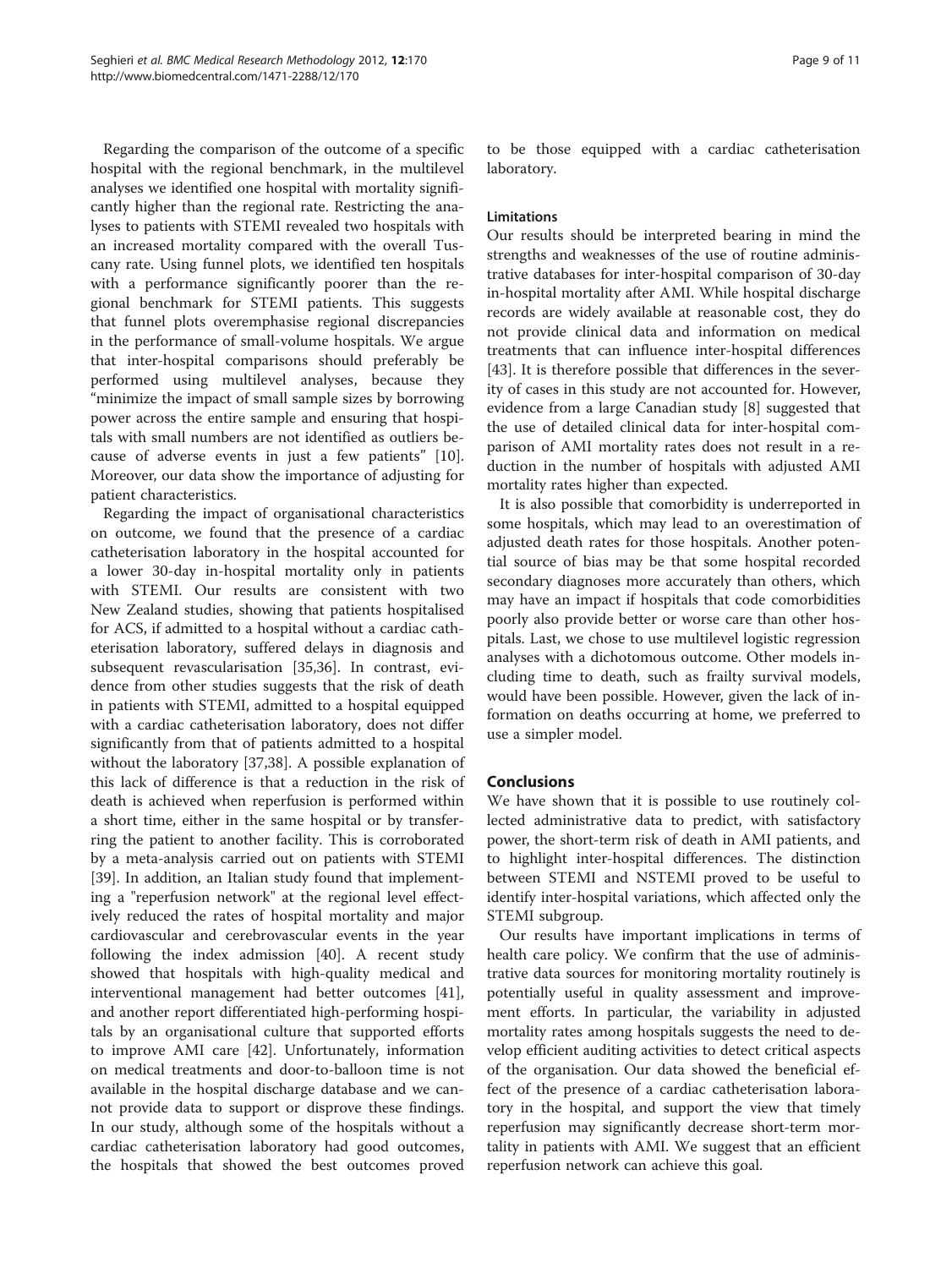Regarding the comparison of the outcome of a specific hospital with the regional benchmark, in the multilevel analyses we identified one hospital with mortality significantly higher than the regional rate. Restricting the analyses to patients with STEMI revealed two hospitals with an increased mortality compared with the overall Tuscany rate. Using funnel plots, we identified ten hospitals with a performance significantly poorer than the regional benchmark for STEMI patients. This suggests that funnel plots overemphasise regional discrepancies in the performance of small-volume hospitals. We argue that inter-hospital comparisons should preferably be performed using multilevel analyses, because they "minimize the impact of small sample sizes by borrowing power across the entire sample and ensuring that hospitals with small numbers are not identified as outliers because of adverse events in just a few patients" [10]. Moreover, our data show the importance of adjusting for patient characteristics.

Regarding the impact of organisational characteristics on outcome, we found that the presence of a cardiac catheterisation laboratory in the hospital accounted for a lower 30-day in-hospital mortality only in patients with STEMI. Our results are consistent with two New Zealand studies, showing that patients hospitalised for ACS, if admitted to a hospital without a cardiac catheterisation laboratory, suffered delays in diagnosis and subsequent revascularisation [35,36]. In contrast, evidence from other studies suggests that the risk of death in patients with STEMI, admitted to a hospital equipped with a cardiac catheterisation laboratory, does not differ significantly from that of patients admitted to a hospital without the laboratory [37,38]. A possible explanation of this lack of difference is that a reduction in the risk of death is achieved when reperfusion is performed within a short time, either in the same hospital or by transferring the patient to another facility. This is corroborated by a meta-analysis carried out on patients with STEMI [39]. In addition, an Italian study found that implementing a "reperfusion network" at the regional level effectively reduced the rates of hospital mortality and major cardiovascular and cerebrovascular events in the year following the index admission [40]. A recent study showed that hospitals with high-quality medical and interventional management had better outcomes [41], and another report differentiated high-performing hospitals by an organisational culture that supported efforts to improve AMI care [42]. Unfortunately, information on medical treatments and door-to-balloon time is not available in the hospital discharge database and we cannot provide data to support or disprove these findings. In our study, although some of the hospitals without a cardiac catheterisation laboratory had good outcomes, the hospitals that showed the best outcomes proved to be those equipped with a cardiac catheterisation laboratory.

### Limitations

Our results should be interpreted bearing in mind the strengths and weaknesses of the use of routine administrative databases for inter-hospital comparison of 30-day in-hospital mortality after AMI. While hospital discharge records are widely available at reasonable cost, they do not provide clinical data and information on medical treatments that can influence inter-hospital differences [43]. It is therefore possible that differences in the severity of cases in this study are not accounted for. However, evidence from a large Canadian study [8] suggested that the use of detailed clinical data for inter-hospital comparison of AMI mortality rates does not result in a reduction in the number of hospitals with adjusted AMI mortality rates higher than expected.

It is also possible that comorbidity is underreported in some hospitals, which may lead to an overestimation of adjusted death rates for those hospitals. Another potential source of bias may be that some hospital recorded secondary diagnoses more accurately than others, which may have an impact if hospitals that code comorbidities poorly also provide better or worse care than other hospitals. Last, we chose to use multilevel logistic regression analyses with a dichotomous outcome. Other models including time to death, such as frailty survival models, would have been possible. However, given the lack of information on deaths occurring at home, we preferred to use a simpler model.

## Conclusions

We have shown that it is possible to use routinely collected administrative data to predict, with satisfactory power, the short-term risk of death in AMI patients, and to highlight inter-hospital differences. The distinction between STEMI and NSTEMI proved to be useful to identify inter-hospital variations, which affected only the STEMI subgroup.

Our results have important implications in terms of health care policy. We confirm that the use of administrative data sources for monitoring mortality routinely is potentially useful in quality assessment and improvement efforts. In particular, the variability in adjusted mortality rates among hospitals suggests the need to develop efficient auditing activities to detect critical aspects of the organisation. Our data showed the beneficial effect of the presence of a cardiac catheterisation laboratory in the hospital, and support the view that timely reperfusion may significantly decrease short-term mortality in patients with AMI. We suggest that an efficient reperfusion network can achieve this goal.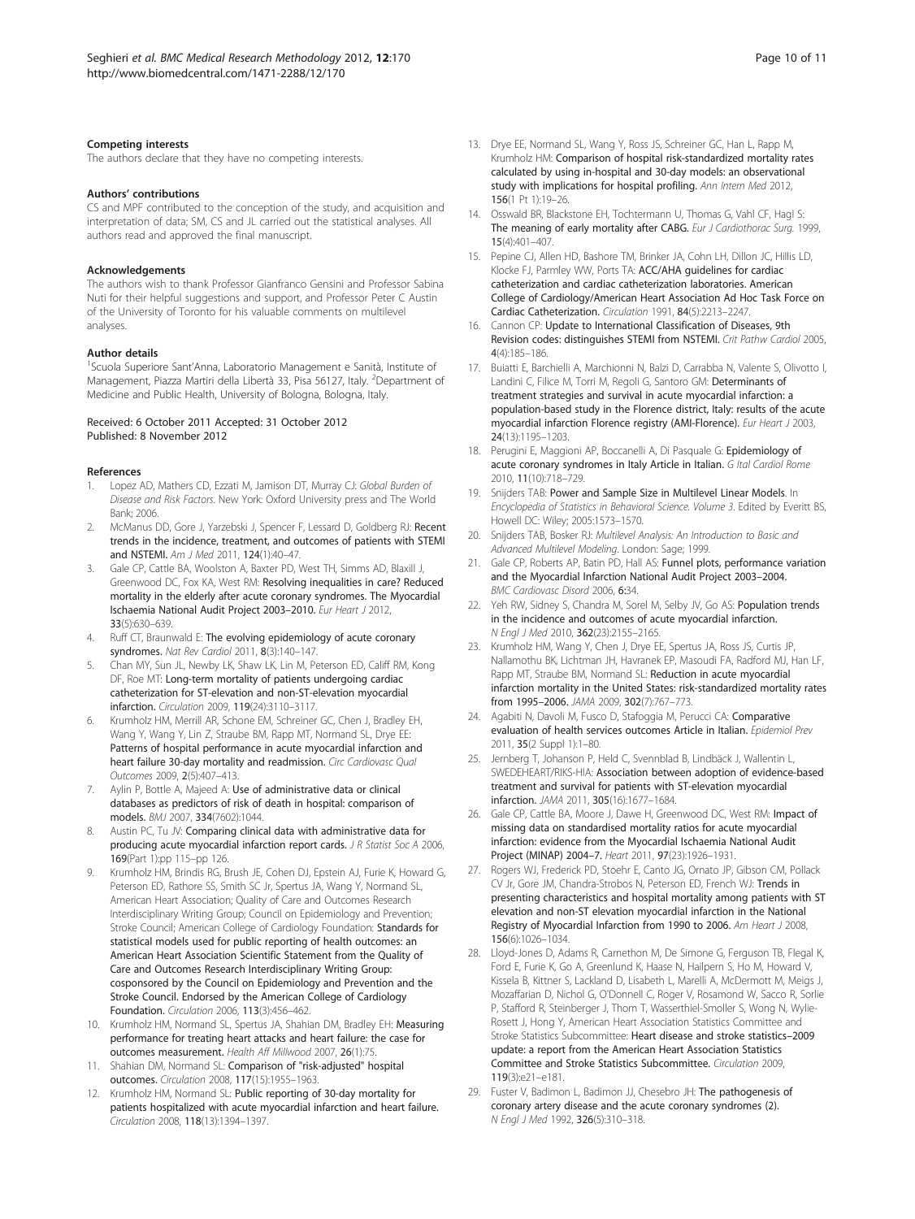#### Competing interests

The authors declare that they have no competing interests.

#### Authors' contributions

CS and MPF contributed to the conception of the study, and acquisition and interpretation of data; SM, CS and JL carried out the statistical analyses. All authors read and approved the final manuscript.

#### Acknowledgements

The authors wish to thank Professor Gianfranco Gensini and Professor Sabina Nuti for their helpful suggestions and support, and Professor Peter C Austin of the University of Toronto for his valuable comments on multilevel analyses.

#### Author details

[1]Scuola Superiore Sant'Anna, Laboratorio Management e Sanità, Institute of Management, Piazza Martiri della Libertà 33, Pisa 56127, Italy. [2]Department of Medicine and Public Health, University of Bologna, Bologna, Italy.

Received: 6 October 2011 Accepted: 31 October 2012
Published: 8 November 2012

#### References

1. Lopez AD, Mathers CD, Ezzati M, Jamison DT, Murray CJ: *Global Burden of Disease and Risk Factors*. New York: Oxford University press and The World Bank; 2006.
2. McManus DD, Gore J, Yarzebski J, Spencer F, Lessard D, Goldberg RJ: **Recent trends in the incidence, treatment, and outcomes of patients with STEMI and NSTEMI.** *Am J Med* 2011, **124**(1):40–47.
3. Gale CP, Cattle BA, Woolston A, Baxter PD, West TH, Simms AD, Blaxill J, Greenwood DC, Fox KA, West RM: **Resolving inequalities in care? Reduced mortality in the elderly after acute coronary syndromes. The Myocardial Ischaemia National Audit Project 2003–2010.** *Eur Heart J* 2012, **33**(5):630–639.
4. Ruff CT, Braunwald E: **The evolving epidemiology of acute coronary syndromes.** *Nat Rev Cardiol* 2011, **8**(3):140–147.
5. Chan MY, Sun JL, Newby LK, Shaw LK, Lin M, Peterson ED, Califf RM, Kong DF, Roe MT: **Long-term mortality of patients undergoing cardiac catheterization for ST-elevation and non-ST-elevation myocardial infarction.** *Circulation* 2009, **119**(24):3110–3117.
6. Krumholz HM, Merrill AR, Schone EM, Schreiner GC, Chen J, Bradley EH, Wang Y, Wang Y, Lin Z, Straube BM, Rapp MT, Normand SL, Drye EE: **Patterns of hospital performance in acute myocardial infarction and heart failure 30-day mortality and readmission.** *Circ Cardiovasc Qual Outcomes* 2009, **2**(5):407–413.
7. Aylin P, Bottle A, Majeed A: **Use of administrative data or clinical databases as predictors of risk of death in hospital: comparison of models.** *BMJ* 2007, **334**(7602):1044.
8. Austin PC, Tu JV: **Comparing clinical data with administrative data for producing acute myocardial infarction report cards.** *J R Statist Soc A* 2006, **169**(Part 1):pp 115–pp 126.
9. Krumholz HM, Brindis RG, Brush JE, Cohen DJ, Epstein AJ, Furie K, Howard G, Peterson ED, Rathore SS, Smith SC Jr, Spertus JA, Wang Y, Normand SL, American Heart Association; Quality of Care and Outcomes Research Interdisciplinary Writing Group; Council on Epidemiology and Prevention; Stroke Council; American College of Cardiology Foundation: **Standards for statistical models used for public reporting of health outcomes: an American Heart Association Scientific Statement from the Quality of Care and Outcomes Research Interdisciplinary Writing Group: cosponsored by the Council on Epidemiology and Prevention and the Stroke Council. Endorsed by the American College of Cardiology Foundation.** *Circulation* 2006, **113**(3):456–462.
10. Krumholz HM, Normand SL, Spertus JA, Shahian DM, Bradley EH: **Measuring performance for treating heart attacks and heart failure: the case for outcomes measurement.** *Health Aff Millwood* 2007, **26**(1):75.
11. Shahian DM, Normand SL: **Comparison of "risk-adjusted" hospital outcomes.** *Circulation* 2008, **117**(15):1955–1963.
12. Krumholz HM, Normand SL: **Public reporting of 30-day mortality for patients hospitalized with acute myocardial infarction and heart failure.** *Circulation* 2008, **118**(13):1394–1397.
13. Drye EE, Normand SL, Wang Y, Ross JS, Schreiner GC, Han L, Rapp M, Krumholz HM: **Comparison of hospital risk-standardized mortality rates calculated by using in-hospital and 30-day models: an observational study with implications for hospital profiling.** *Ann Intern Med* 2012, **156**(1 Pt 1):19–26.
14. Osswald BR, Blackstone EH, Tochtermann U, Thomas G, Vahl CF, Hagl S: **The meaning of early mortality after CABG.** *Eur J Cardiothorac Surg.* 1999, **15**(4):401–407.
15. Pepine CJ, Allen HD, Bashore TM, Brinker JA, Cohn LH, Dillon JC, Hillis LD, Klocke FJ, Parmley WW, Ports TA: **ACC/AHA guidelines for cardiac catheterization and cardiac catheterization laboratories. American College of Cardiology/American Heart Association Ad Hoc Task Force on Cardiac Catheterization.** *Circulation* 1991, **84**(5):2213–2247.
16. Cannon CP: **Update to International Classification of Diseases, 9th Revision codes: distinguishes STEMI from NSTEMI.** *Crit Pathw Cardiol* 2005, **4**(4):185–186.
17. Buiatti E, Barchielli A, Marchionni N, Balzi D, Carrabba N, Valente S, Olivotto I, Landini C, Filice M, Torri M, Regoli G, Santoro GM: **Determinants of treatment strategies and survival in acute myocardial infarction: a population-based study in the Florence district, Italy: results of the acute myocardial infarction Florence registry (AMI-Florence).** *Eur Heart J* 2003, **24**(13):1195–1203.
18. Perugini E, Maggioni AP, Boccanelli A, Di Pasquale G: **Epidemiology of acute coronary syndromes in Italy Article in Italian.** *G Ital Cardiol Rome* 2010, **11**(10):718–729.
19. Snijders TAB: **Power and Sample Size in Multilevel Linear Models.** In *Encyclopedia of Statistics in Behavioral Science. Volume 3*. Edited by Everitt BS, Howell DC: Wiley; 2005:1573–1570.
20. Snijders TAB, Bosker RJ: *Multilevel Analysis: An Introduction to Basic and Advanced Multilevel Modeling*. London: Sage; 1999.
21. Gale CP, Roberts AP, Batin PD, Hall AS: **Funnel plots, performance variation and the Myocardial Infarction National Audit Project 2003–2004.** *BMC Cardiovasc Disord* 2006, **6**:34.
22. Yeh RW, Sidney S, Chandra M, Sorel M, Selby JV, Go AS: **Population trends in the incidence and outcomes of acute myocardial infarction.** *N Engl J Med* 2010, **362**(23):2155–2165.
23. Krumholz HM, Wang Y, Chen J, Drye EE, Spertus JA, Ross JS, Curtis JP, Nallamothu BK, Lichtman JH, Havranek EP, Masoudi FA, Radford MJ, Han LF, Rapp MT, Straube BM, Normand SL: **Reduction in acute myocardial infarction mortality in the United States: risk-standardized mortality rates from 1995–2006.** *JAMA* 2009, **302**(7):767–773.
24. Agabiti N, Davoli M, Fusco D, Stafoggia M, Perucci CA: **Comparative evaluation of health services outcomes Article in Italian.** *Epidemiol Prev* 2011, **35**(2 Suppl 1):1–80.
25. Jernberg T, Johanson P, Held C, Svennblad B, Lindbäck J, Wallentin L, SWEDEHEART/RIKS-HIA: **Association between adoption of evidence-based treatment and survival for patients with ST-elevation myocardial infarction.** *JAMA* 2011, **305**(16):1677–1684.
26. Gale CP, Cattle BA, Moore J, Dawe H, Greenwood DC, West RM: **Impact of missing data on standardised mortality ratios for acute myocardial infarction: evidence from the Myocardial Ischaemia National Audit Project (MINAP) 2004–7.** *Heart* 2011, **97**(23):1926–1931.
27. Rogers WJ, Frederick PD, Stoehr E, Canto JG, Ornato JP, Gibson CM, Pollack CV Jr, Gore JM, Chandra-Strobos N, Peterson ED, French WJ: **Trends in presenting characteristics and hospital mortality among patients with ST elevation and non-ST elevation myocardial infarction in the National Registry of Myocardial Infarction from 1990 to 2006.** *Am Heart J* 2008, **156**(6):1026–1034.
28. Lloyd-Jones D, Adams R, Carnethon M, De Simone G, Ferguson TB, Flegal K, Ford E, Furie K, Go A, Greenlund K, Haase N, Hailpern S, Ho M, Howard V, Kissela B, Kittner S, Lackland D, Lisabeth L, Marelli A, McDermott M, Meigs J, Mozaffarian D, Nichol G, O'Donnell C, Roger V, Rosamond W, Sacco R, Sorlie P, Stafford R, Steinberger J, Thom T, Wasserthiel-Smoller S, Wong N, Wylie-Rosett J, Hong Y, American Heart Association Statistics Committee and Stroke Statistics Subcommittee: **Heart disease and stroke statistics–2009 update: a report from the American Heart Association Statistics Committee and Stroke Statistics Subcommittee.** *Circulation* 2009, **119**(3):e21–e181.
29. Fuster V, Badimon L, Badimon JJ, Chesebro JH: **The pathogenesis of coronary artery disease and the acute coronary syndromes (2).** *N Engl J Med* 1992, **326**(5):310–318.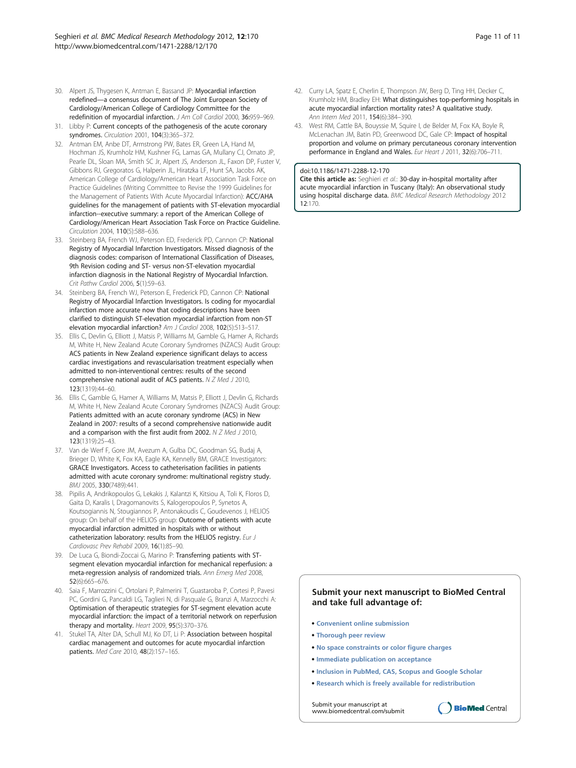30. Alpert JS, Thygesen K, Antman E, Bassand JP: **Myocardial infarction redefined—a consensus document of The Joint European Society of Cardiology/American College of Cardiology Committee for the redefinition of myocardial infarction.** *J Am Coll Cardiol* 2000, **36:**959–969.
31. Libby P: **Current concepts of the pathogenesis of the acute coronary syndromes.** *Circulation* 2001, **104**(3):365–372.
32. Antman EM, Anbe DT, Armstrong PW, Bates ER, Green LA, Hand M, Hochman JS, Krumholz HM, Kushner FG, Lamas GA, Mullany CJ, Ornato JP, Pearle DL, Sloan MA, Smith SC Jr, Alpert JS, Anderson JL, Faxon DP, Fuster V, Gibbons RJ, Gregoratos G, Halperin JL, Hiratzka LF, Hunt SA, Jacobs AK, American College of Cardiology/American Heart Association Task Force on Practice Guidelines (Writing Committee to Revise the 1999 Guidelines for the Management of Patients With Acute Myocardial Infarction): **ACC/AHA guidelines for the management of patients with ST-elevation myocardial infarction--executive summary: a report of the American College of Cardiology/American Heart Association Task Force on Practice Guideline.** *Circulation* 2004, **110**(5):588–636.
33. Steinberg BA, French WJ, Peterson ED, Frederick PD, Cannon CP: **National Registry of Myocardial Infarction Investigators. Missed diagnosis of the diagnosis codes: comparison of International Classification of Diseases, 9th Revision coding and ST- versus non-ST-elevation myocardial infarction diagnosis in the National Registry of Myocardial Infarction.** *Crit Pathw Cardiol* 2006, **5**(1):59–63.
34. Steinberg BA, French WJ, Peterson E, Frederick PD, Cannon CP: **National Registry of Myocardial Infarction Investigators. Is coding for myocardial infarction more accurate now that coding descriptions have been clarified to distinguish ST-elevation myocardial infarction from non-ST elevation myocardial infarction?** *Am J Cardiol* 2008, **102**(5):513–517.
35. Ellis C, Devlin G, Elliott J, Matsis P, Williams M, Gamble G, Hamer A, Richards M, White H, New Zealand Acute Coronary Syndromes (NZACS) Audit Group: **ACS patients in New Zealand experience significant delays to access cardiac investigations and revascularisation treatment especially when admitted to non-interventional centres: results of the second comprehensive national audit of ACS patients.** *N Z Med J* 2010, **123**(1319):44–60.
36. Ellis C, Gamble G, Hamer A, Williams M, Matsis P, Elliott J, Devlin G, Richards M, White H, New Zealand Acute Coronary Syndromes (NZACS) Audit Group: **Patients admitted with an acute coronary syndrome (ACS) in New Zealand in 2007: results of a second comprehensive nationwide audit and a comparison with the first audit from 2002.** *N Z Med J* 2010, **123**(1319):25–43.
37. Van de Werf F, Gore JM, Avezum A, Gulba DC, Goodman SG, Budaj A, Brieger D, White K, Fox KA, Eagle KA, Kennelly BM, GRACE Investigators: **GRACE Investigators. Access to catheterisation facilities in patients admitted with acute coronary syndrome: multinational registry study.** *BMJ* 2005, **330**(7489):441.
38. Pipilis A, Andrikopoulos G, Lekakis J, Kalantzi K, Kitsiou A, Toli K, Floros D, Gaita D, Karalis I, Dragomanovits S, Kalogeropoulos P, Synetos A, Koutsogiannis N, Stougiannos P, Antonakoudis C, Goudevenos J, HELIOS group: On behalf of the HELIOS group: **Outcome of patients with acute myocardial infarction admitted in hospitals with or without catheterization laboratory: results from the HELIOS registry.** *Eur J Cardiovasc Prev Rehabil* 2009, **16**(1):85–90.
39. De Luca G, Biondi-Zoccai G, Marino P: **Transferring patients with ST-segment elevation myocardial infarction for mechanical reperfusion: a meta-regression analysis of randomized trials.** *Ann Emerg Med* 2008, **52**(6):665–676.
40. Saia F, Marrozzini C, Ortolani P, Palmerini T, Guastaroba P, Cortesi P, Pavesi PC, Gordini G, Pancaldi LG, Taglieri N, di Pasquale G, Branzi A, Marzocchi A: **Optimisation of therapeutic strategies for ST-segment elevation acute myocardial infarction: the impact of a territorial network on reperfusion therapy and mortality.** *Heart* 2009, **95**(5):370–376.
41. Stukel TA, Alter DA, Schull MJ, Ko DT, Li P: **Association between hospital cardiac management and outcomes for acute myocardial infarction patients.** *Med Care* 2010, **48**(2):157–165.
42. Curry LA, Spatz E, Cherlin E, Thompson JW, Berg D, Ting HH, Decker C, Krumholz HM, Bradley EH: **What distinguishes top-performing hospitals in acute myocardial infarction mortality rates? A qualitative study.** *Ann Intern Med* 2011, **154**(6):384–390.
43. West RM, Cattle BA, Bouyssie M, Squire I, de Belder M, Fox KA, Boyle R, McLenachan JM, Batin PD, Greenwood DC, Gale CP: **Impact of hospital proportion and volume on primary percutaneous coronary intervention performance in England and Wales.** *Eur Heart J* 2011, **32**(6):706–711.

doi:10.1186/1471-2288-12-170

**Cite this article as:** Seghieri *et al.*: 30-day in-hospital mortality after acute myocardial infarction in Tuscany (Italy): An observational study using hospital discharge data. *BMC Medical Research Methodology* 2012 12:170.

**Submit your next manuscript to BioMed Central and take full advantage of:**

- **Convenient online submission**
- **Thorough peer review**
- **No space constraints or color figure charges**
- **Immediate publication on acceptance**
- **Inclusion in PubMed, CAS, Scopus and Google Scholar**
- **Research which is freely available for redistribution**

Submit your manuscript at www.biomedcentral.com/submit

BioMed Central